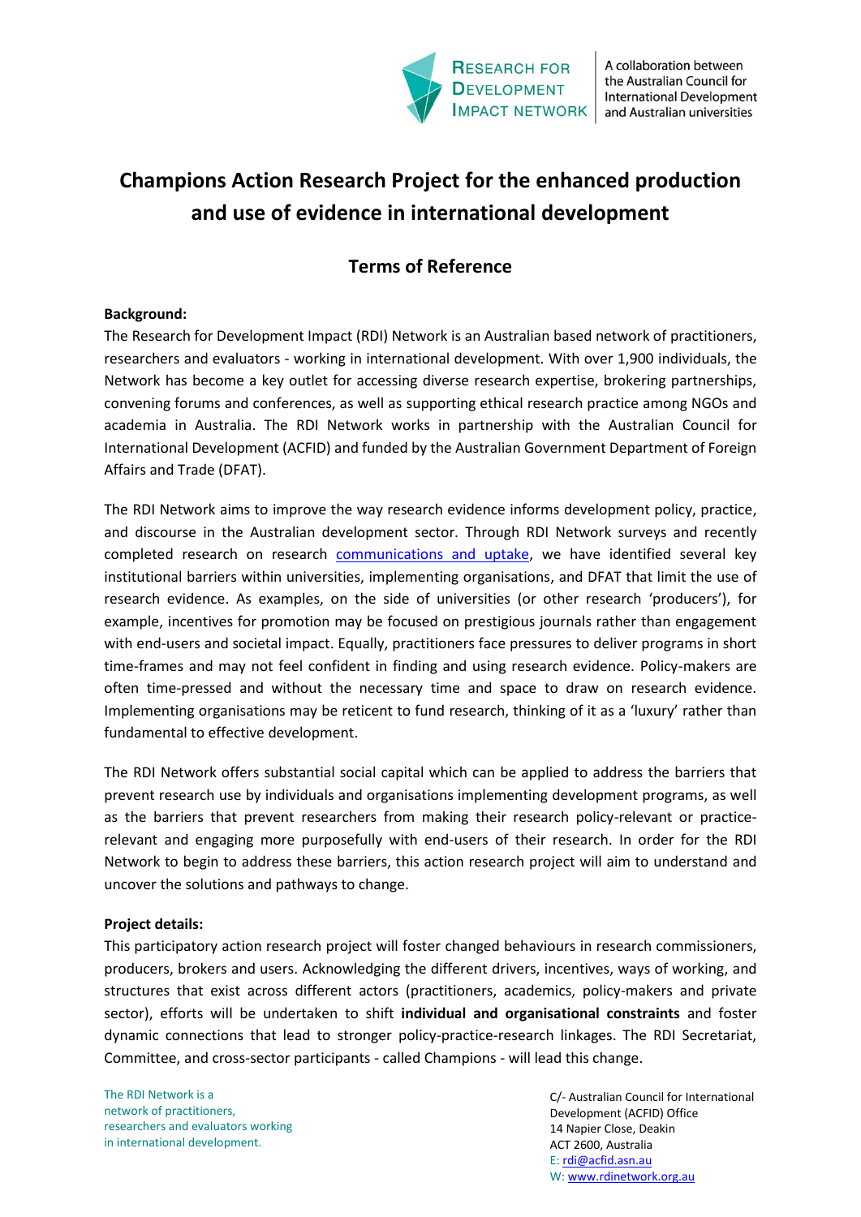# Champions Action Research Project for the enhanced production and use of evidence in international development

## Terms of Reference

**Background:**

The Research for Development Impact (RDI) Network is an Australian based network of practitioners, researchers and evaluators - working in international development. With over 1,900 individuals, the Network has become a key outlet for accessing diverse research expertise, brokering partnerships, convening forums and conferences, as well as supporting ethical research practice among NGOs and academia in Australia. The RDI Network works in partnership with the Australian Council for International Development (ACFID) and funded by the Australian Government Department of Foreign Affairs and Trade (DFAT).

The RDI Network aims to improve the way research evidence informs development policy, practice, and discourse in the Australian development sector. Through RDI Network surveys and recently completed research on research communications and uptake, we have identified several key institutional barriers within universities, implementing organisations, and DFAT that limit the use of research evidence. As examples, on the side of universities (or other research 'producers'), for example, incentives for promotion may be focused on prestigious journals rather than engagement with end-users and societal impact. Equally, practitioners face pressures to deliver programs in short time-frames and may not feel confident in finding and using research evidence. Policy-makers are often time-pressed and without the necessary time and space to draw on research evidence. Implementing organisations may be reticent to fund research, thinking of it as a 'luxury' rather than fundamental to effective development.

The RDI Network offers substantial social capital which can be applied to address the barriers that prevent research use by individuals and organisations implementing development programs, as well as the barriers that prevent researchers from making their research policy-relevant or practice-relevant and engaging more purposefully with end-users of their research. In order for the RDI Network to begin to address these barriers, this action research project will aim to understand and uncover the solutions and pathways to change.

**Project details:**

This participatory action research project will foster changed behaviours in research commissioners, producers, brokers and users. Acknowledging the different drivers, incentives, ways of working, and structures that exist across different actors (practitioners, academics, policy-makers and private sector), efforts will be undertaken to shift **individual and organisational constraints** and foster dynamic connections that lead to stronger policy-practice-research linkages. The RDI Secretariat, Committee, and cross-sector participants - called Champions - will lead this change.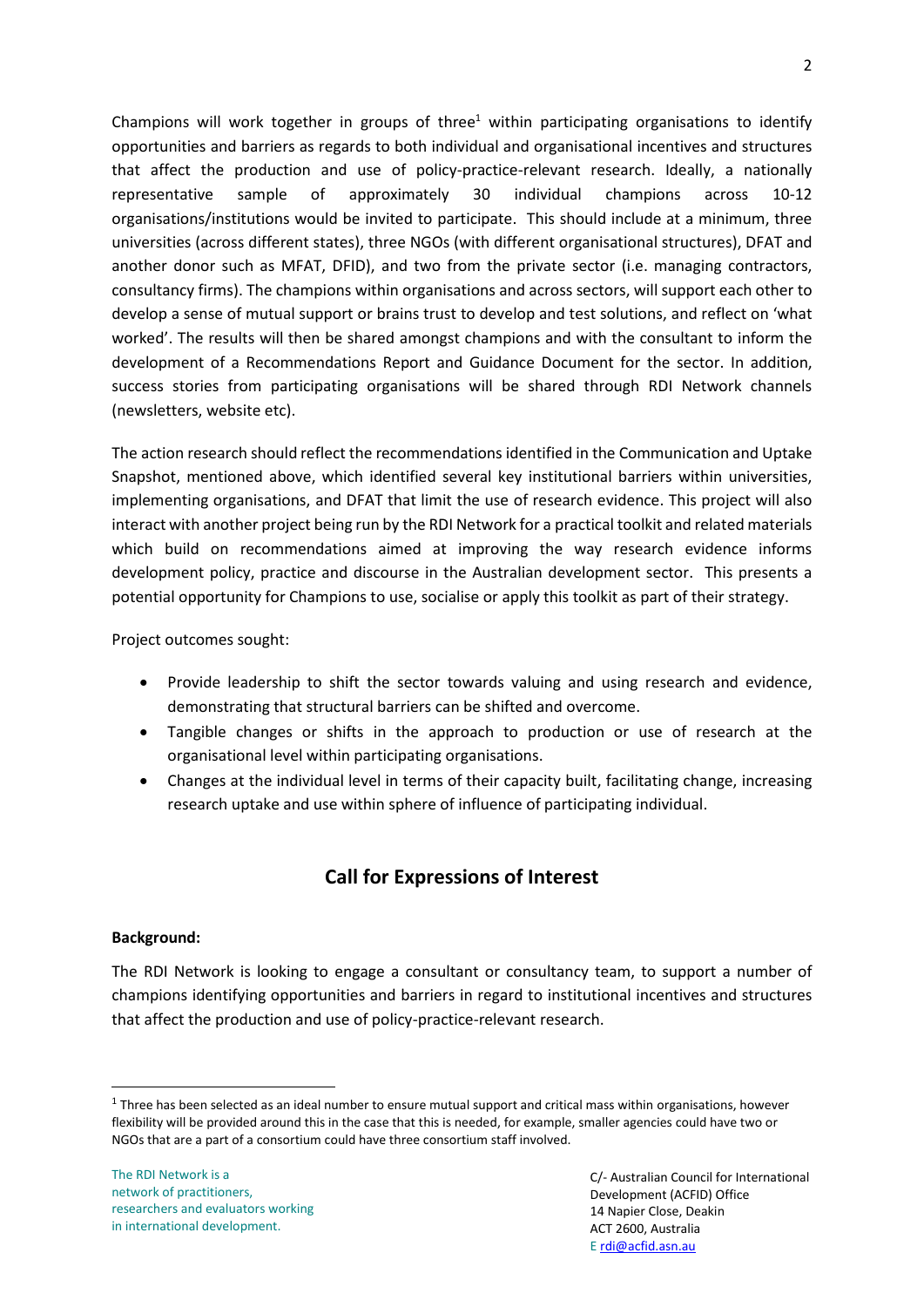Champions will work together in groups of three[1] within participating organisations to identify opportunities and barriers as regards to both individual and organisational incentives and structures that affect the production and use of policy-practice-relevant research. Ideally, a nationally representative sample of approximately 30 individual champions across 10-12 organisations/institutions would be invited to participate. This should include at a minimum, three universities (across different states), three NGOs (with different organisational structures), DFAT and another donor such as MFAT, DFID), and two from the private sector (i.e. managing contractors, consultancy firms). The champions within organisations and across sectors, will support each other to develop a sense of mutual support or brains trust to develop and test solutions, and reflect on 'what worked'. The results will then be shared amongst champions and with the consultant to inform the development of a Recommendations Report and Guidance Document for the sector. In addition, success stories from participating organisations will be shared through RDI Network channels (newsletters, website etc).

The action research should reflect the recommendations identified in the Communication and Uptake Snapshot, mentioned above, which identified several key institutional barriers within universities, implementing organisations, and DFAT that limit the use of research evidence. This project will also interact with another project being run by the RDI Network for a practical toolkit and related materials which build on recommendations aimed at improving the way research evidence informs development policy, practice and discourse in the Australian development sector. This presents a potential opportunity for Champions to use, socialise or apply this toolkit as part of their strategy.

Project outcomes sought:

- Provide leadership to shift the sector towards valuing and using research and evidence, demonstrating that structural barriers can be shifted and overcome.
- Tangible changes or shifts in the approach to production or use of research at the organisational level within participating organisations.
- Changes at the individual level in terms of their capacity built, facilitating change, increasing research uptake and use within sphere of influence of participating individual.

## Call for Expressions of Interest

**Background:**

The RDI Network is looking to engage a consultant or consultancy team, to support a number of champions identifying opportunities and barriers in regard to institutional incentives and structures that affect the production and use of policy-practice-relevant research.

[1] Three has been selected as an ideal number to ensure mutual support and critical mass within organisations, however flexibility will be provided around this in the case that this is needed, for example, smaller agencies could have two or NGOs that are a part of a consortium could have three consortium staff involved.

The RDI Network is a network of practitioners, researchers and evaluators working in international development.

C/- Australian Council for International Development (ACFID) Office
14 Napier Close, Deakin
ACT 2600, Australia
E rdi@acfid.asn.au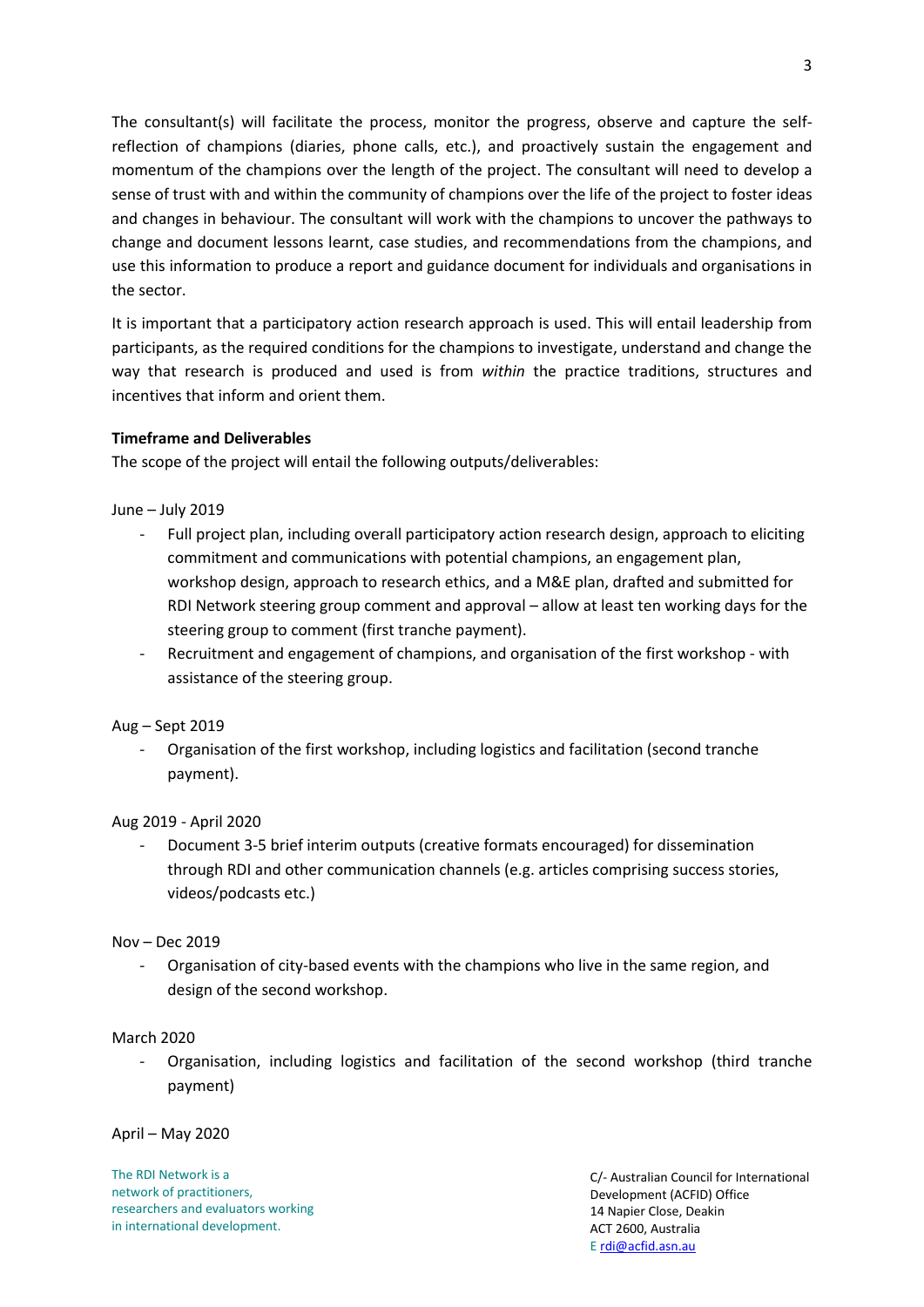The consultant(s) will facilitate the process, monitor the progress, observe and capture the self-reflection of champions (diaries, phone calls, etc.), and proactively sustain the engagement and momentum of the champions over the length of the project. The consultant will need to develop a sense of trust with and within the community of champions over the life of the project to foster ideas and changes in behaviour. The consultant will work with the champions to uncover the pathways to change and document lessons learnt, case studies, and recommendations from the champions, and use this information to produce a report and guidance document for individuals and organisations in the sector.

It is important that a participatory action research approach is used. This will entail leadership from participants, as the required conditions for the champions to investigate, understand and change the way that research is produced and used is from *within* the practice traditions, structures and incentives that inform and orient them.

**Timeframe and Deliverables**

The scope of the project will entail the following outputs/deliverables:

June – July 2019

- Full project plan, including overall participatory action research design, approach to eliciting commitment and communications with potential champions, an engagement plan, workshop design, approach to research ethics, and a M&E plan, drafted and submitted for RDI Network steering group comment and approval – allow at least ten working days for the steering group to comment (first tranche payment).
- Recruitment and engagement of champions, and organisation of the first workshop - with assistance of the steering group.

Aug – Sept 2019

- Organisation of the first workshop, including logistics and facilitation (second tranche payment).

Aug 2019 - April 2020

- Document 3-5 brief interim outputs (creative formats encouraged) for dissemination through RDI and other communication channels (e.g. articles comprising success stories, videos/podcasts etc.)

Nov – Dec 2019

- Organisation of city-based events with the champions who live in the same region, and design of the second workshop.

March 2020

- Organisation, including logistics and facilitation of the second workshop (third tranche payment)

April – May 2020

The RDI Network is a network of practitioners, researchers and evaluators working in international development.

C/- Australian Council for International Development (ACFID) Office
14 Napier Close, Deakin
ACT 2600, Australia
E rdi@acfid.asn.au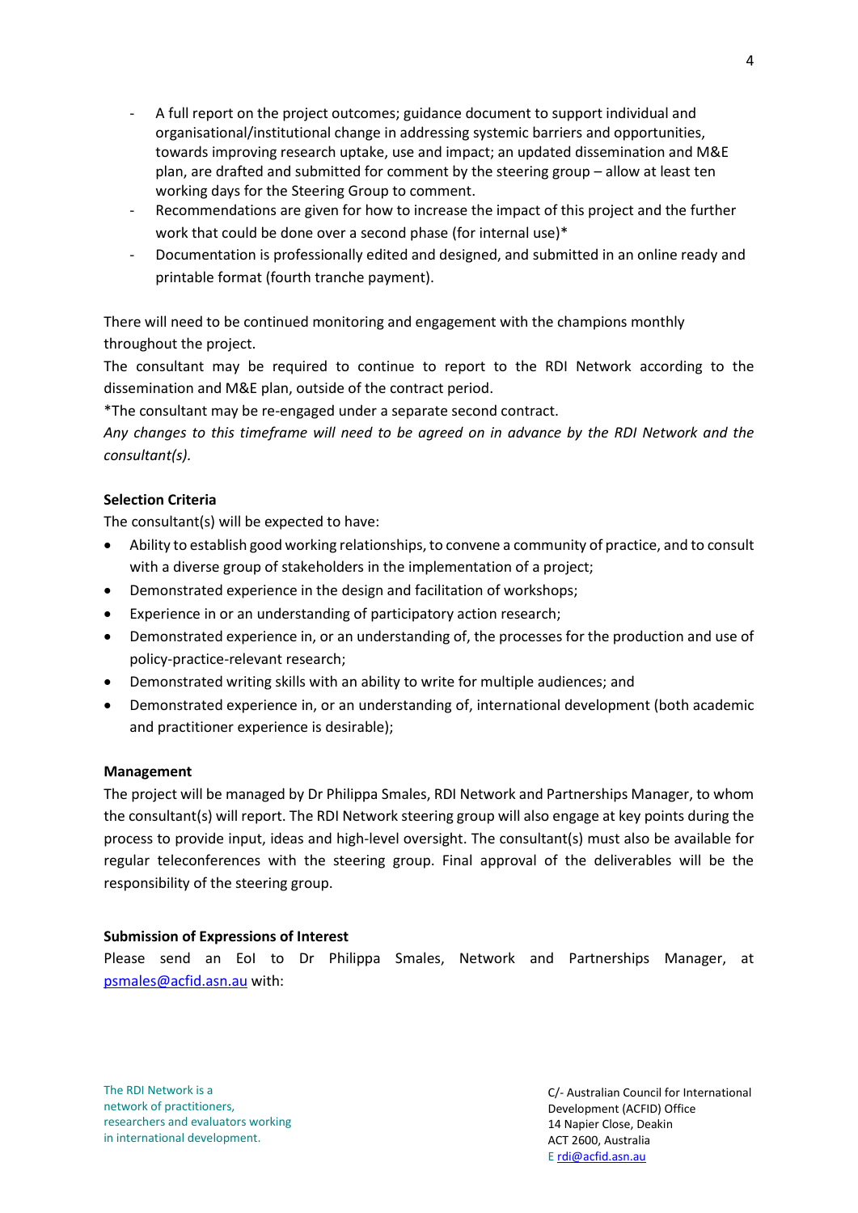- A full report on the project outcomes; guidance document to support individual and organisational/institutional change in addressing systemic barriers and opportunities, towards improving research uptake, use and impact; an updated dissemination and M&E plan, are drafted and submitted for comment by the steering group – allow at least ten working days for the Steering Group to comment.
- Recommendations are given for how to increase the impact of this project and the further work that could be done over a second phase (for internal use)*
- Documentation is professionally edited and designed, and submitted in an online ready and printable format (fourth tranche payment).

There will need to be continued monitoring and engagement with the champions monthly throughout the project.

The consultant may be required to continue to report to the RDI Network according to the dissemination and M&E plan, outside of the contract period.

*The consultant may be re-engaged under a separate second contract.

*Any changes to this timeframe will need to be agreed on in advance by the RDI Network and the consultant(s).*

**Selection Criteria**

The consultant(s) will be expected to have:

- Ability to establish good working relationships, to convene a community of practice, and to consult with a diverse group of stakeholders in the implementation of a project;
- Demonstrated experience in the design and facilitation of workshops;
- Experience in or an understanding of participatory action research;
- Demonstrated experience in, or an understanding of, the processes for the production and use of policy-practice-relevant research;
- Demonstrated writing skills with an ability to write for multiple audiences; and
- Demonstrated experience in, or an understanding of, international development (both academic and practitioner experience is desirable);

**Management**

The project will be managed by Dr Philippa Smales, RDI Network and Partnerships Manager, to whom the consultant(s) will report. The RDI Network steering group will also engage at key points during the process to provide input, ideas and high-level oversight. The consultant(s) must also be available for regular teleconferences with the steering group. Final approval of the deliverables will be the responsibility of the steering group.

**Submission of Expressions of Interest**

Please send an EoI to Dr Philippa Smales, Network and Partnerships Manager, at psmales@acfid.asn.au with: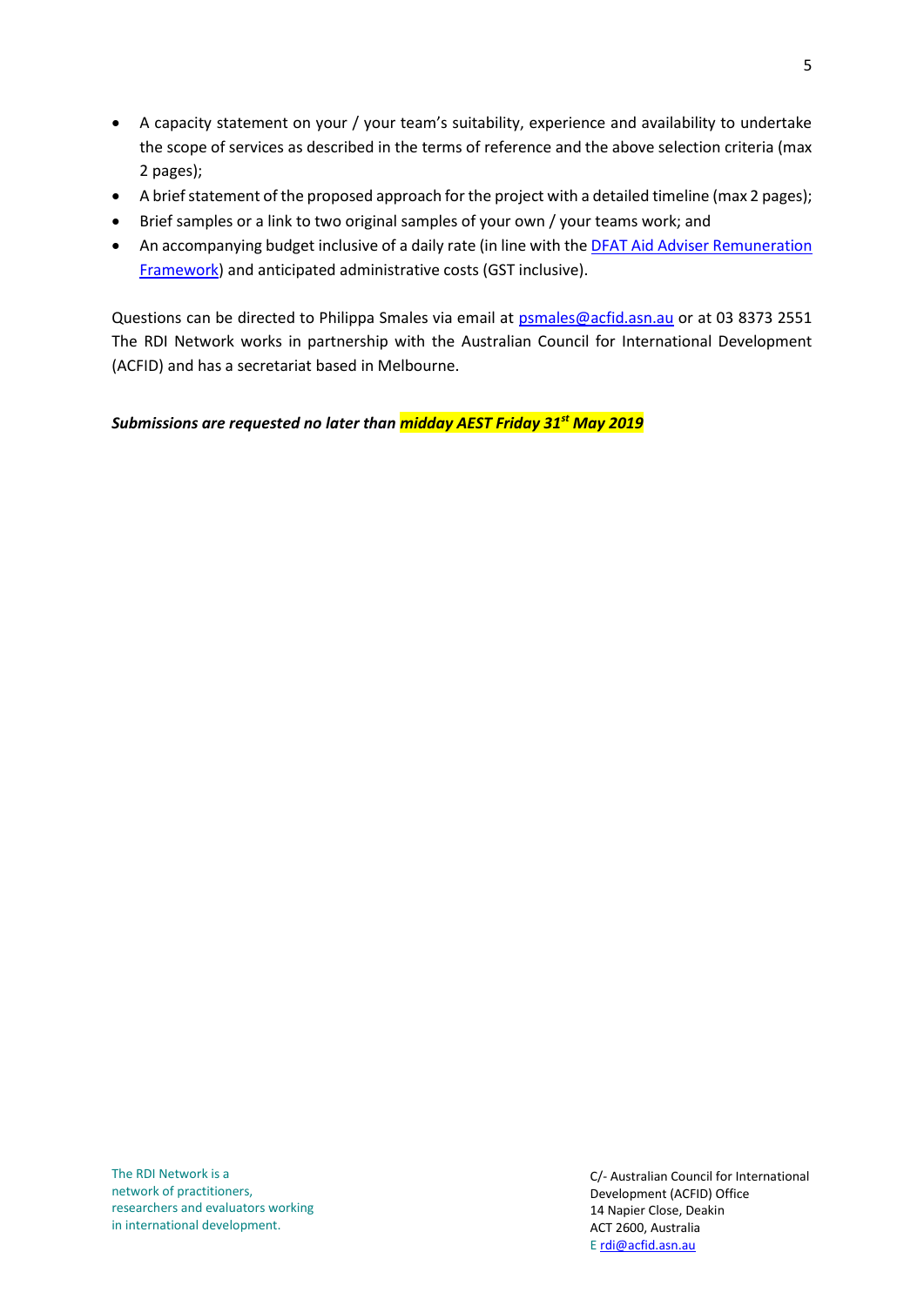- A capacity statement on your / your team's suitability, experience and availability to undertake the scope of services as described in the terms of reference and the above selection criteria (max 2 pages);
- A brief statement of the proposed approach for the project with a detailed timeline (max 2 pages);
- Brief samples or a link to two original samples of your own / your teams work; and
- An accompanying budget inclusive of a daily rate (in line with the DFAT Aid Adviser Remuneration Framework) and anticipated administrative costs (GST inclusive).

Questions can be directed to Philippa Smales via email at psmales@acfid.asn.au or at 03 8373 2551
The RDI Network works in partnership with the Australian Council for International Development (ACFID) and has a secretariat based in Melbourne.

***Submissions are requested no later than midday AEST Friday 31st May 2019***

The RDI Network is a network of practitioners, researchers and evaluators working in international development.

C/- Australian Council for International Development (ACFID) Office
14 Napier Close, Deakin
ACT 2600, Australia
E rdi@acfid.asn.au